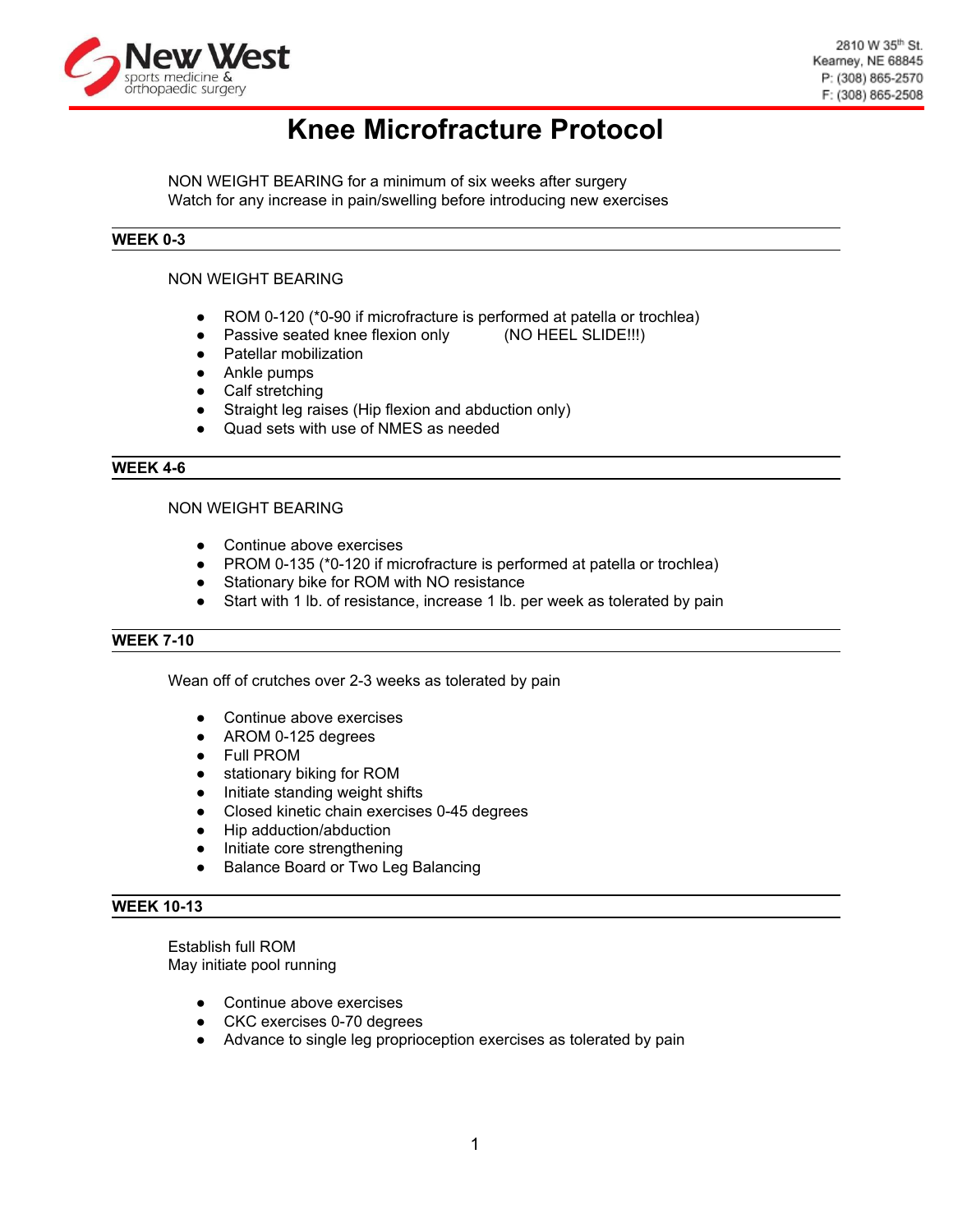New West sports medicine & orthopaedic surgery

2810 W 35th St.
Kearney, NE 68845
P: (308) 865-2570
F: (308) 865-2508

# Knee Microfracture Protocol

NON WEIGHT BEARING for a minimum of six weeks after surgery
Watch for any increase in pain/swelling before introducing new exercises

## WEEK 0-3

NON WEIGHT BEARING

- ROM 0-120 (*0-90 if microfracture is performed at patella or trochlea)
- Passive seated knee flexion only (NO HEEL SLIDE!!!)
- Patellar mobilization
- Ankle pumps
- Calf stretching
- Straight leg raises (Hip flexion and abduction only)
- Quad sets with use of NMES as needed

## WEEK 4-6

NON WEIGHT BEARING

- Continue above exercises
- PROM 0-135 (*0-120 if microfracture is performed at patella or trochlea)
- Stationary bike for ROM with NO resistance
- Start with 1 lb. of resistance, increase 1 lb. per week as tolerated by pain

## WEEK 7-10

Wean off of crutches over 2-3 weeks as tolerated by pain

- Continue above exercises
- AROM 0-125 degrees
- Full PROM
- stationary biking for ROM
- Initiate standing weight shifts
- Closed kinetic chain exercises 0-45 degrees
- Hip adduction/abduction
- Initiate core strengthening
- Balance Board or Two Leg Balancing

## WEEK 10-13

Establish full ROM
May initiate pool running

- Continue above exercises
- CKC exercises 0-70 degrees
- Advance to single leg proprioception exercises as tolerated by pain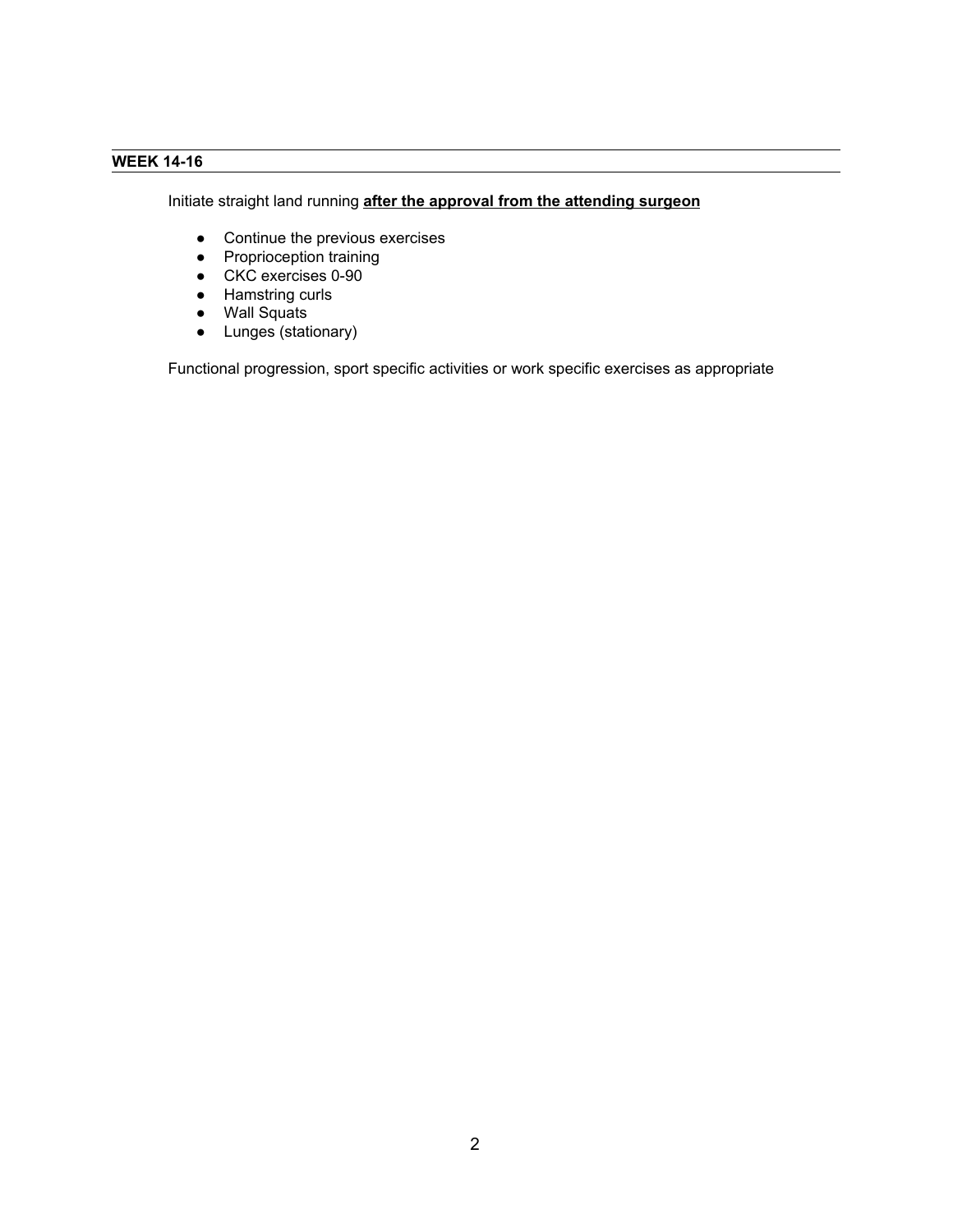**WEEK 14-16**

Initiate straight land running **after the approval from the attending surgeon**

- Continue the previous exercises
- Proprioception training
- CKC exercises 0-90
- Hamstring curls
- Wall Squats
- Lunges (stationary)

Functional progression, sport specific activities or work specific exercises as appropriate